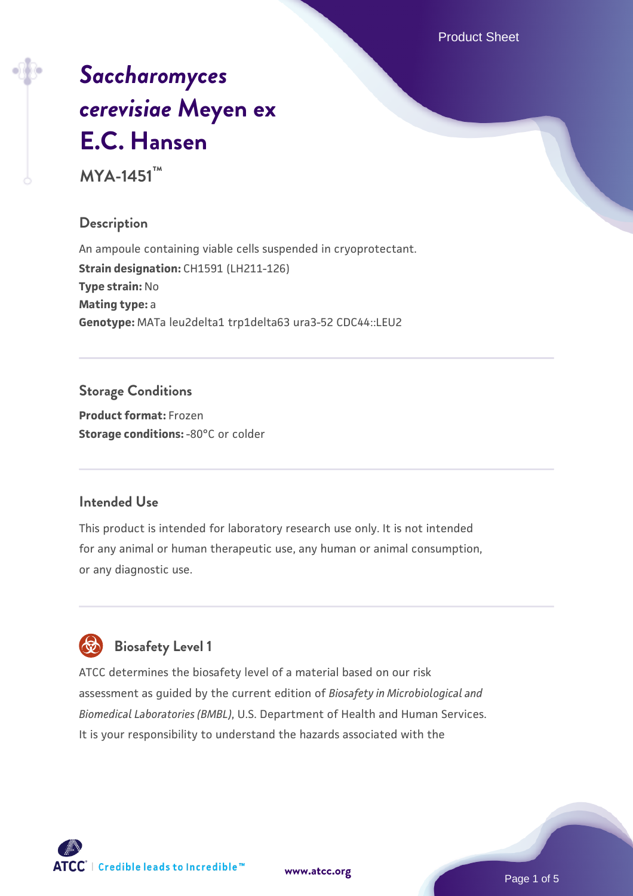# *Saccharomyces cerevisiae* Meyen ex E.C. Hansen

**MYA-1451™**

## Description

An ampoule containing viable cells suspended in cryoprotectant.

**Strain designation:** CH1591 (LH211-126)

**Type strain:** No

**Mating type:** a

**Genotype:** MATa leu2delta1 trp1delta63 ura3-52 CDC44::LEU2

## Storage Conditions

**Product format:** Frozen

**Storage conditions:** -80°C or colder

## Intended Use

This product is intended for laboratory research use only. It is not intended for any animal or human therapeutic use, any human or animal consumption, or any diagnostic use.

## Biosafety Level 1

ATCC determines the biosafety level of a material based on our risk assessment as guided by the current edition of *Biosafety in Microbiological and Biomedical Laboratories (BMBL)*, U.S. Department of Health and Human Services. It is your responsibility to understand the hazards associated with the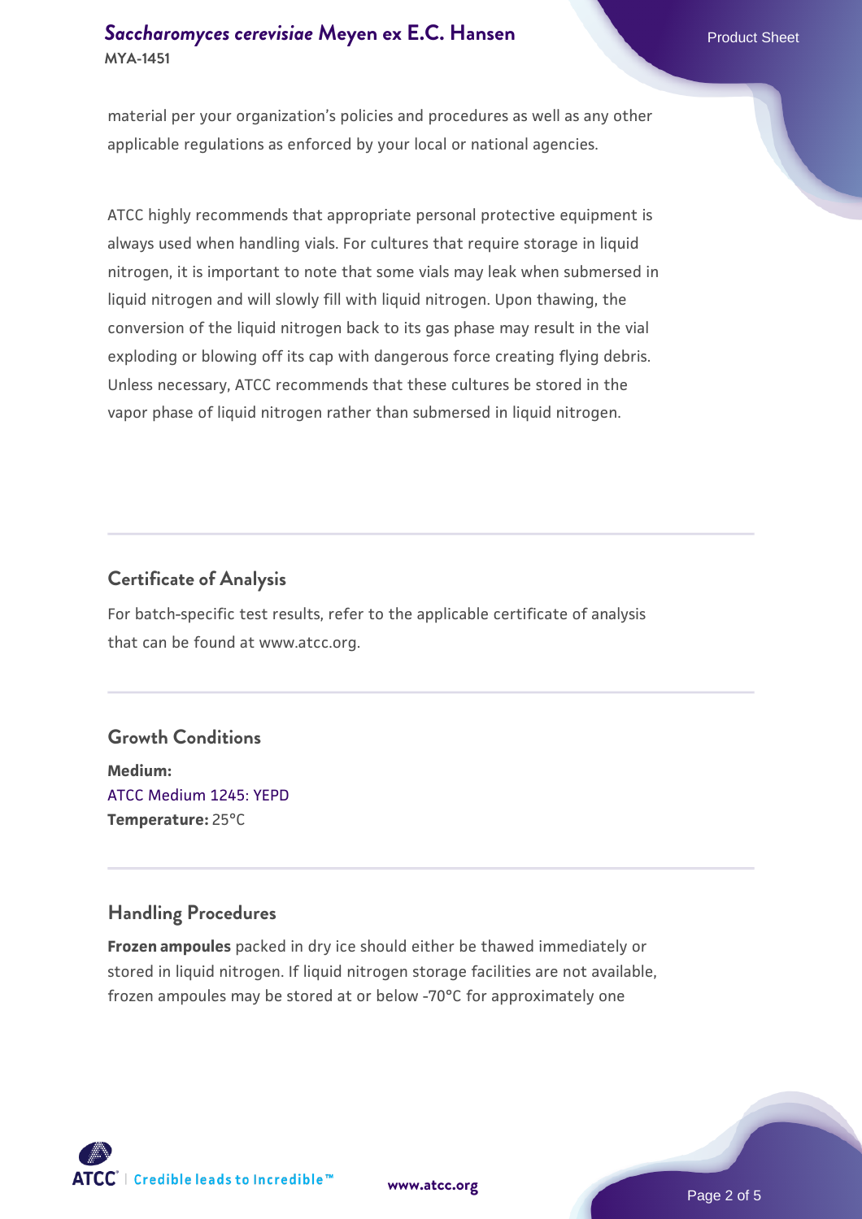material per your organization's policies and procedures as well as any other applicable regulations as enforced by your local or national agencies.

ATCC highly recommends that appropriate personal protective equipment is always used when handling vials. For cultures that require storage in liquid nitrogen, it is important to note that some vials may leak when submersed in liquid nitrogen and will slowly fill with liquid nitrogen. Upon thawing, the conversion of the liquid nitrogen back to its gas phase may result in the vial exploding or blowing off its cap with dangerous force creating flying debris. Unless necessary, ATCC recommends that these cultures be stored in the vapor phase of liquid nitrogen rather than submersed in liquid nitrogen.

## Certificate of Analysis

For batch-specific test results, refer to the applicable certificate of analysis that can be found at www.atcc.org.

## Growth Conditions

**Medium:**
ATCC Medium 1245: YEPD
**Temperature:** 25°C

## Handling Procedures

**Frozen ampoules** packed in dry ice should either be thawed immediately or stored in liquid nitrogen. If liquid nitrogen storage facilities are not available, frozen ampoules may be stored at or below -70°C for approximately one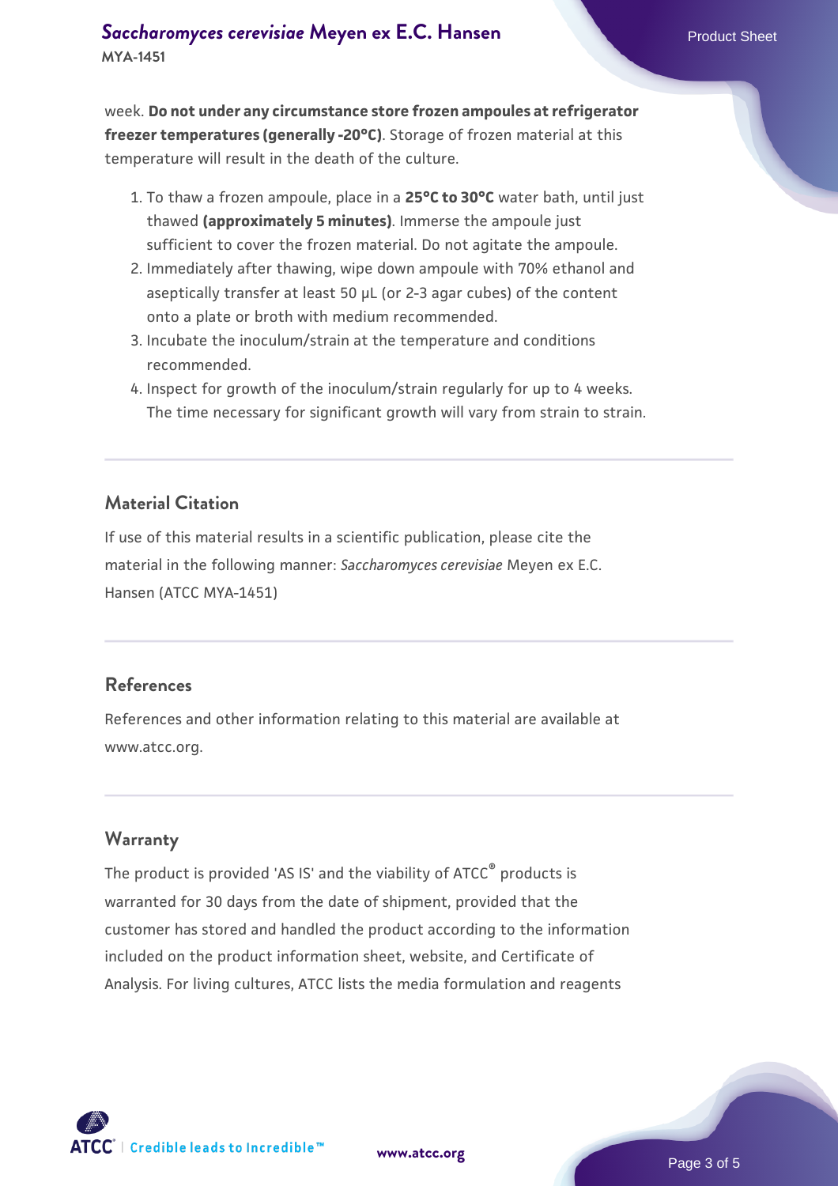week. **Do not under any circumstance store frozen ampoules at refrigerator freezer temperatures (generally -20°C)**. Storage of frozen material at this temperature will result in the death of the culture.

1. To thaw a frozen ampoule, place in a **25°C to 30°C** water bath, until just thawed **(approximately 5 minutes)**. Immerse the ampoule just sufficient to cover the frozen material. Do not agitate the ampoule.
2. Immediately after thawing, wipe down ampoule with 70% ethanol and aseptically transfer at least 50 µL (or 2-3 agar cubes) of the content onto a plate or broth with medium recommended.
3. Incubate the inoculum/strain at the temperature and conditions recommended.
4. Inspect for growth of the inoculum/strain regularly for up to 4 weeks. The time necessary for significant growth will vary from strain to strain.

## Material Citation

If use of this material results in a scientific publication, please cite the material in the following manner: *Saccharomyces cerevisiae* Meyen ex E.C. Hansen (ATCC MYA-1451)

## References

References and other information relating to this material are available at www.atcc.org.

## Warranty

The product is provided 'AS IS' and the viability of ATCC® products is warranted for 30 days from the date of shipment, provided that the customer has stored and handled the product according to the information included on the product information sheet, website, and Certificate of Analysis. For living cultures, ATCC lists the media formulation and reagents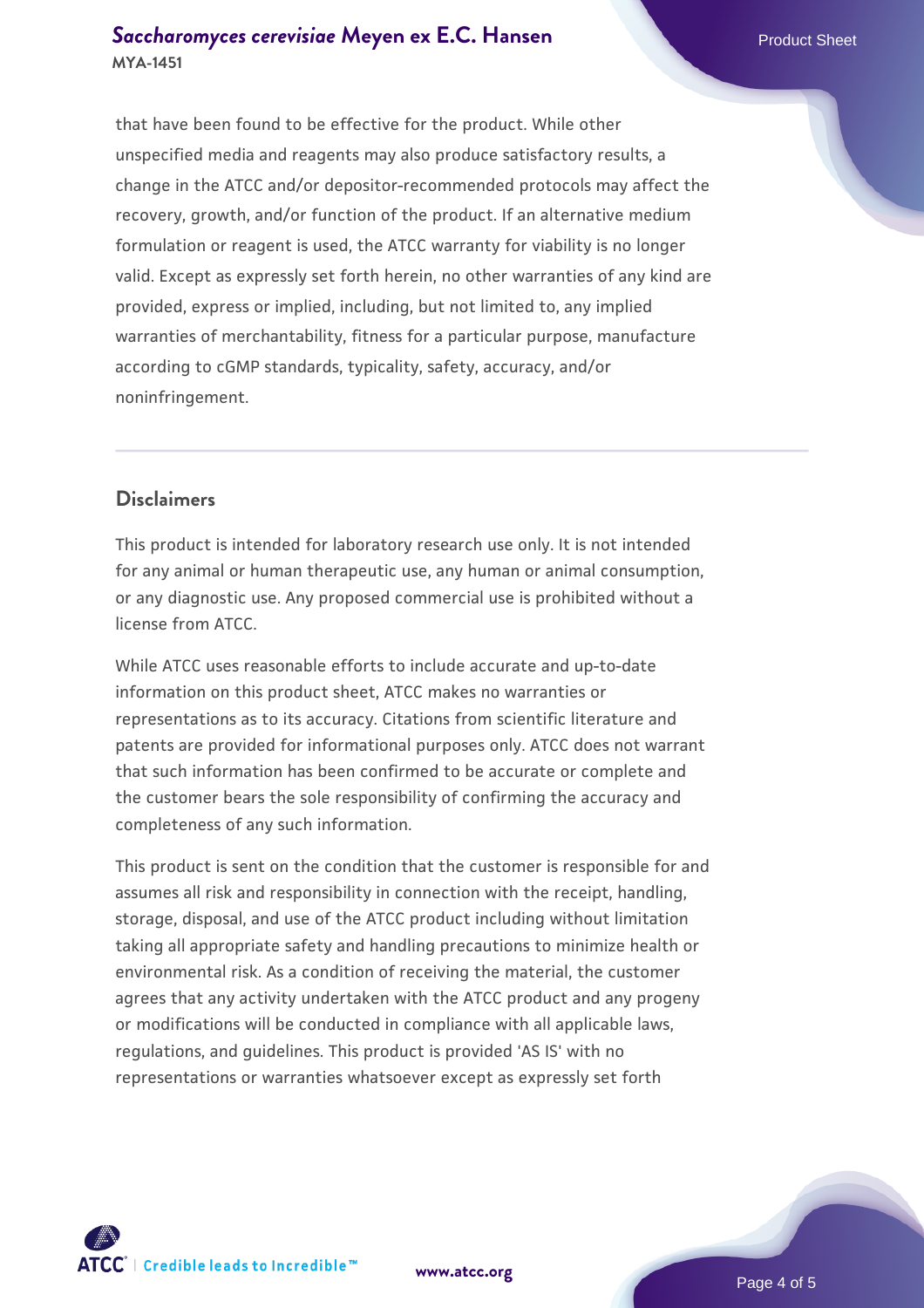that have been found to be effective for the product. While other unspecified media and reagents may also produce satisfactory results, a change in the ATCC and/or depositor-recommended protocols may affect the recovery, growth, and/or function of the product. If an alternative medium formulation or reagent is used, the ATCC warranty for viability is no longer valid. Except as expressly set forth herein, no other warranties of any kind are provided, express or implied, including, but not limited to, any implied warranties of merchantability, fitness for a particular purpose, manufacture according to cGMP standards, typicality, safety, accuracy, and/or noninfringement.

## Disclaimers

This product is intended for laboratory research use only. It is not intended for any animal or human therapeutic use, any human or animal consumption, or any diagnostic use. Any proposed commercial use is prohibited without a license from ATCC.

While ATCC uses reasonable efforts to include accurate and up-to-date information on this product sheet, ATCC makes no warranties or representations as to its accuracy. Citations from scientific literature and patents are provided for informational purposes only. ATCC does not warrant that such information has been confirmed to be accurate or complete and the customer bears the sole responsibility of confirming the accuracy and completeness of any such information.

This product is sent on the condition that the customer is responsible for and assumes all risk and responsibility in connection with the receipt, handling, storage, disposal, and use of the ATCC product including without limitation taking all appropriate safety and handling precautions to minimize health or environmental risk. As a condition of receiving the material, the customer agrees that any activity undertaken with the ATCC product and any progeny or modifications will be conducted in compliance with all applicable laws, regulations, and guidelines. This product is provided 'AS IS' with no representations or warranties whatsoever except as expressly set forth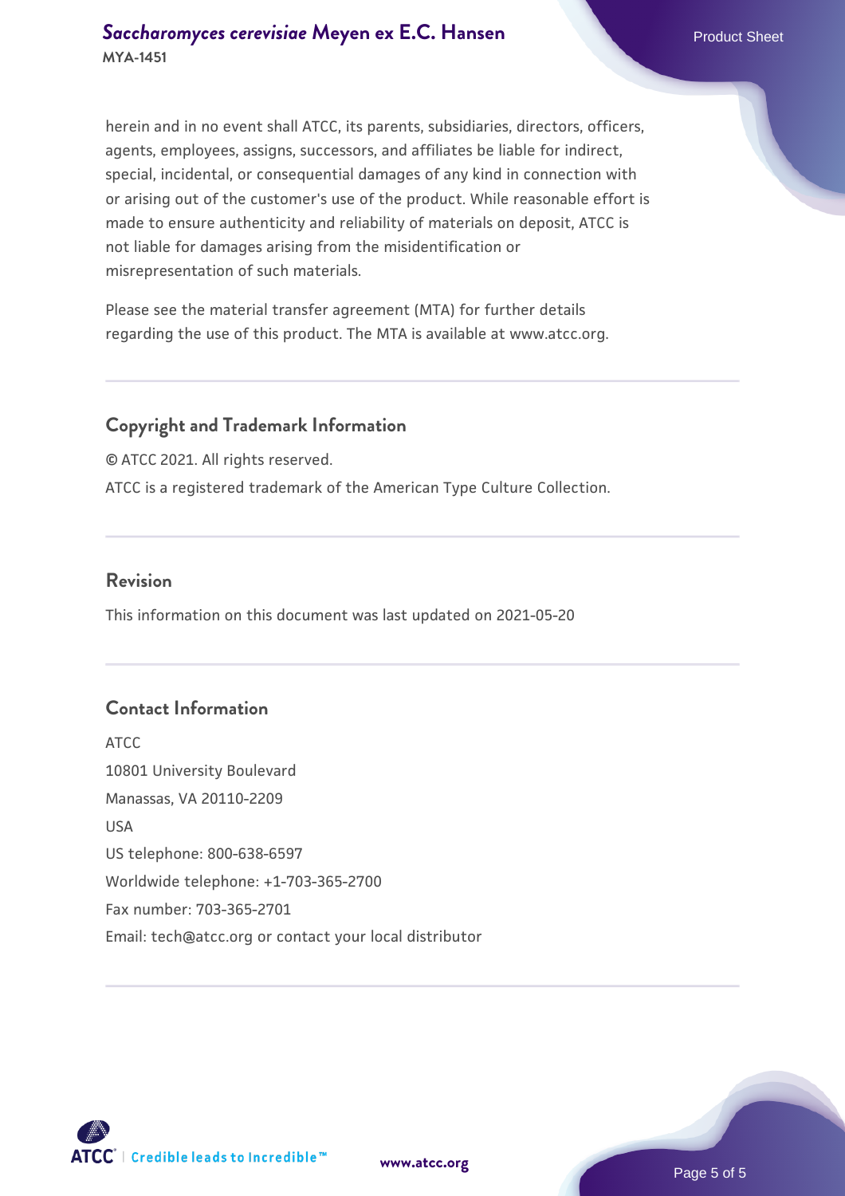herein and in no event shall ATCC, its parents, subsidiaries, directors, officers, agents, employees, assigns, successors, and affiliates be liable for indirect, special, incidental, or consequential damages of any kind in connection with or arising out of the customer's use of the product. While reasonable effort is made to ensure authenticity and reliability of materials on deposit, ATCC is not liable for damages arising from the misidentification or misrepresentation of such materials.

Please see the material transfer agreement (MTA) for further details regarding the use of this product. The MTA is available at www.atcc.org.

## Copyright and Trademark Information

© ATCC 2021. All rights reserved.

ATCC is a registered trademark of the American Type Culture Collection.

## Revision

This information on this document was last updated on 2021-05-20

## Contact Information

ATCC
10801 University Boulevard
Manassas, VA 20110-2209
USA
US telephone: 800-638-6597
Worldwide telephone: +1-703-365-2700
Fax number: 703-365-2701
Email: tech@atcc.org or contact your local distributor